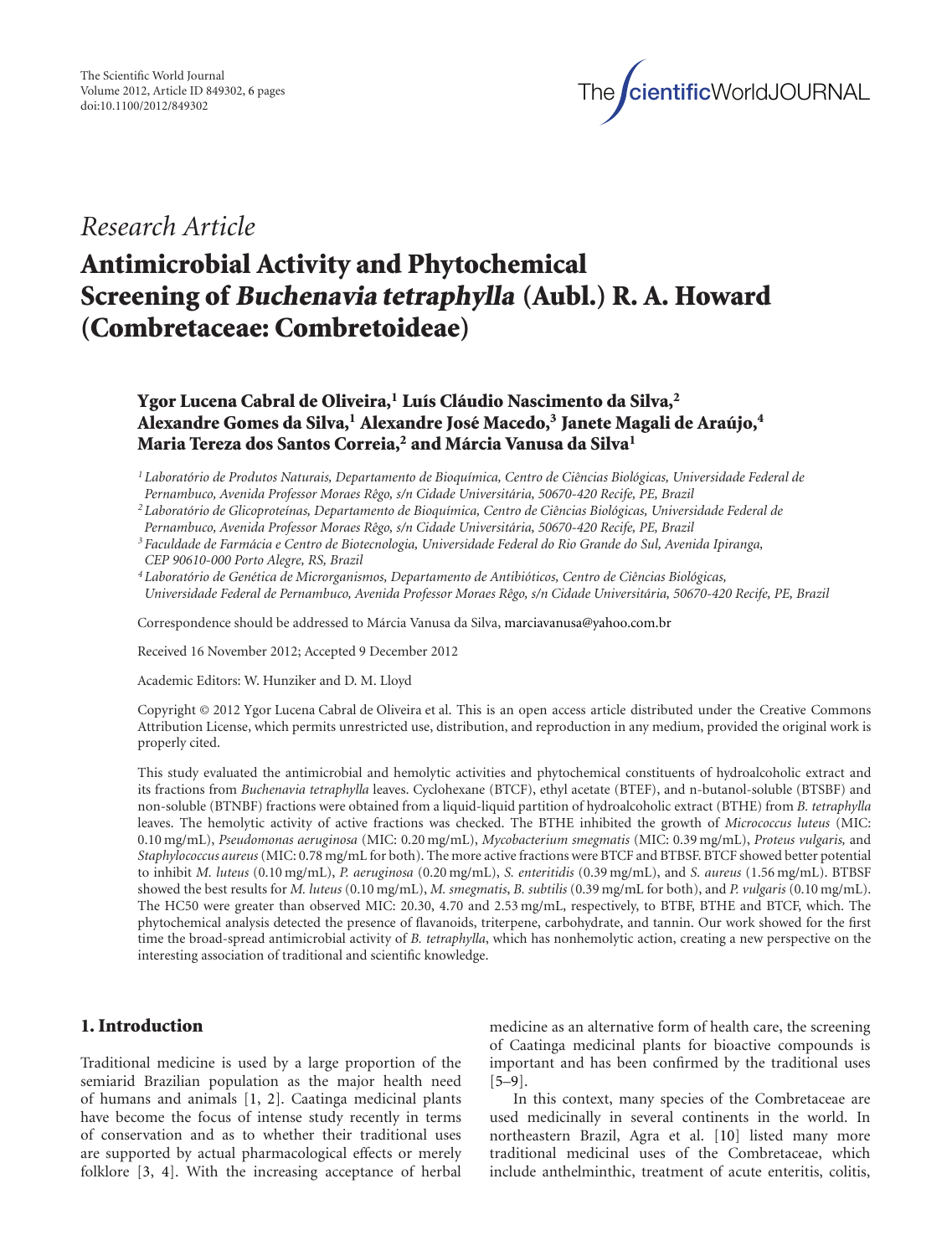*Research Article*

# Antimicrobial Activity and Phytochemical Screening of *Buchenavia tetraphylla* (Aubl.) R. A. Howard (Combretaceae: Combretoideae)

**Ygor Lucena Cabral de Oliveira,[1] Luís Cláudio Nascimento da Silva,[2] Alexandre Gomes da Silva,[1] Alexandre José Macedo,[3] Janete Magali de Araújo,[4] Maria Tereza dos Santos Correia,[2] and Márcia Vanusa da Silva[1]**

[1] *Laboratório de Produtos Naturais, Departamento de Bioquímica, Centro de Ciências Biológicas, Universidade Federal de Pernambuco, Avenida Professor Moraes Rêgo, s/n Cidade Universitária, 50670-420 Recife, PE, Brazil*

[2] *Laboratório de Glicoproteínas, Departamento de Bioquímica, Centro de Ciências Biológicas, Universidade Federal de Pernambuco, Avenida Professor Moraes Rêgo, s/n Cidade Universitária, 50670-420 Recife, PE, Brazil*

[3] *Faculdade de Farmácia e Centro de Biotecnologia, Universidade Federal do Rio Grande do Sul, Avenida Ipiranga, CEP 90610-000 Porto Alegre, RS, Brazil*

[4] *Laboratório de Genética de Microrganismos, Departamento de Antibióticos, Centro de Ciências Biológicas, Universidade Federal de Pernambuco, Avenida Professor Moraes Rêgo, s/n Cidade Universitária, 50670-420 Recife, PE, Brazil*

Correspondence should be addressed to Márcia Vanusa da Silva, marciavanusa@yahoo.com.br

Received 16 November 2012; Accepted 9 December 2012

Academic Editors: W. Hunziker and D. M. Lloyd

Copyright © 2012 Ygor Lucena Cabral de Oliveira et al. This is an open access article distributed under the Creative Commons Attribution License, which permits unrestricted use, distribution, and reproduction in any medium, provided the original work is properly cited.

This study evaluated the antimicrobial and hemolytic activities and phytochemical constituents of hydroalcoholic extract and its fractions from *Buchenavia tetraphylla* leaves. Cyclohexane (BTCF), ethyl acetate (BTEF), and n-butanol-soluble (BTSBF) and non-soluble (BTNBF) fractions were obtained from a liquid-liquid partition of hydroalcoholic extract (BTHE) from *B. tetraphylla* leaves. The hemolytic activity of active fractions was checked. The BTHE inhibited the growth of *Micrococcus luteus* (MIC: 0.10 mg/mL), *Pseudomonas aeruginosa* (MIC: 0.20 mg/mL), *Mycobacterium smegmatis* (MIC: 0.39 mg/mL), *Proteus vulgaris,* and *Staphylococcus aureus* (MIC: 0.78 mg/mL for both). The more active fractions were BTCF and BTBSF. BTCF showed better potential to inhibit *M. luteus* (0.10 mg/mL), *P. aeruginosa* (0.20 mg/mL), *S. enteritidis* (0.39 mg/mL), and *S. aureus* (1.56 mg/mL). BTBSF showed the best results for *M. luteus* (0.10 mg/mL), *M. smegmatis*, *B. subtilis* (0.39 mg/mL for both), and *P. vulgaris* (0.10 mg/mL). The HC50 were greater than observed MIC: 20.30, 4.70 and 2.53 mg/mL, respectively, to BTBF, BTHE and BTCF, which. The phytochemical analysis detected the presence of flavanoids, triterpene, carbohydrate, and tannin. Our work showed for the first time the broad-spread antimicrobial activity of *B. tetraphylla*, which has nonhemolytic action, creating a new perspective on the interesting association of traditional and scientific knowledge.

## 1. Introduction

Traditional medicine is used by a large proportion of the semiarid Brazilian population as the major health need of humans and animals [1, 2]. Caatinga medicinal plants have become the focus of intense study recently in terms of conservation and as to whether their traditional uses are supported by actual pharmacological effects or merely folklore [3, 4]. With the increasing acceptance of herbal medicine as an alternative form of health care, the screening of Caatinga medicinal plants for bioactive compounds is important and has been confirmed by the traditional uses [5–9].

In this context, many species of the Combretaceae are used medicinally in several continents in the world. In northeastern Brazil, Agra et al. [10] listed many more traditional medicinal uses of the Combretaceae, which include anthelminthic, treatment of acute enteritis, colitis,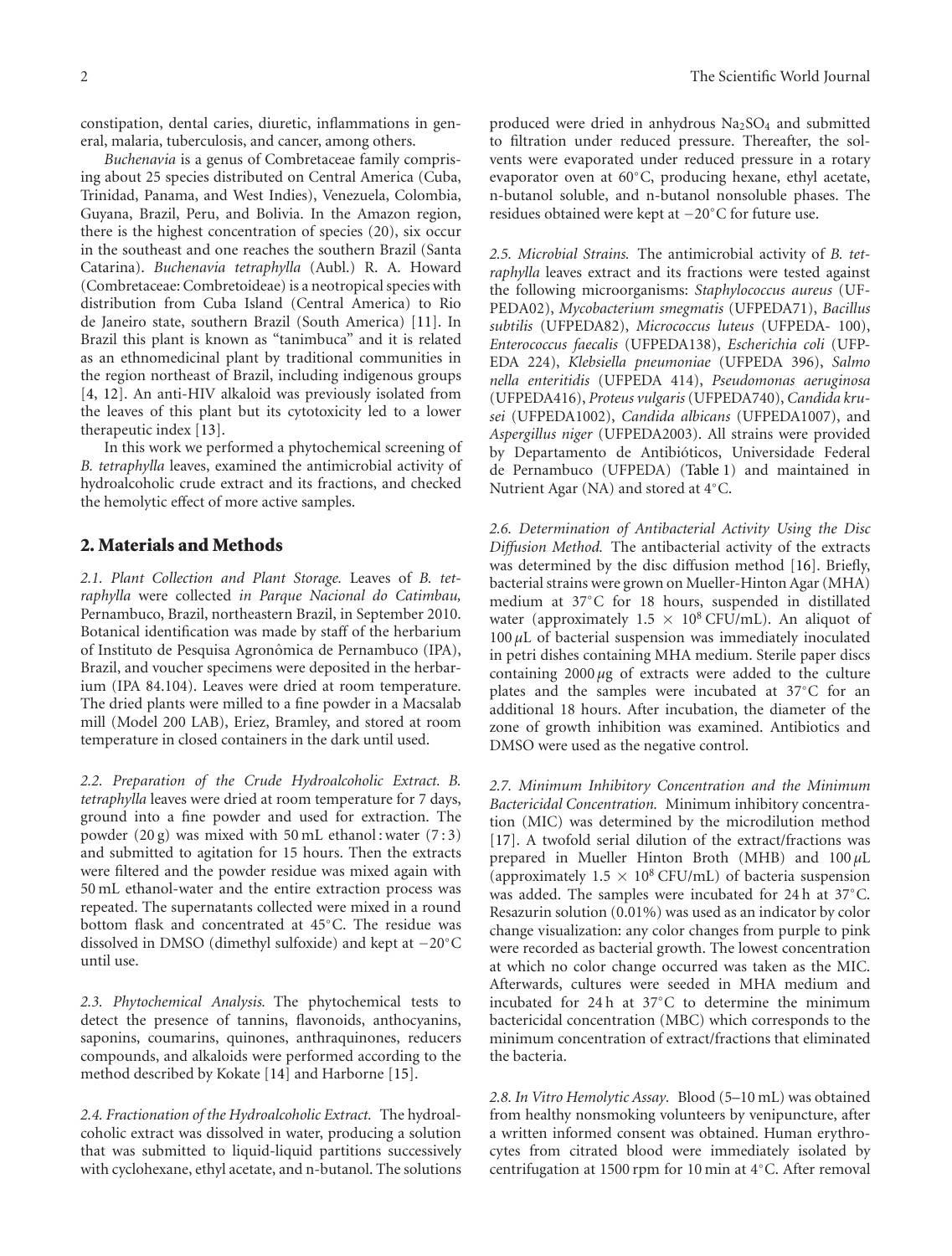constipation, dental caries, diuretic, inflammations in general, malaria, tuberculosis, and cancer, among others.

*Buchenavia* is a genus of Combretaceae family comprising about 25 species distributed on Central America (Cuba, Trinidad, Panama, and West Indies), Venezuela, Colombia, Guyana, Brazil, Peru, and Bolivia. In the Amazon region, there is the highest concentration of species (20), six occur in the southeast and one reaches the southern Brazil (Santa Catarina). *Buchenavia tetraphylla* (Aubl.) R. A. Howard (Combretaceae: Combretoideae) is a neotropical species with distribution from Cuba Island (Central America) to Rio de Janeiro state, southern Brazil (South America) [11]. In Brazil this plant is known as "tanimbuca" and it is related as an ethnomedicinal plant by traditional communities in the region northeast of Brazil, including indigenous groups [4, 12]. An anti-HIV alkaloid was previously isolated from the leaves of this plant but its cytotoxicity led to a lower therapeutic index [13].

In this work we performed a phytochemical screening of *B. tetraphylla* leaves, examined the antimicrobial activity of hydroalcoholic crude extract and its fractions, and checked the hemolytic effect of more active samples.

## 2. Materials and Methods

*2.1. Plant Collection and Plant Storage.* Leaves of *B. tetraphylla* were collected *in Parque Nacional do Catimbau,* Pernambuco, Brazil, northeastern Brazil, in September 2010. Botanical identification was made by staff of the herbarium of Instituto de Pesquisa Agronômica de Pernambuco (IPA), Brazil, and voucher specimens were deposited in the herbarium (IPA 84.104). Leaves were dried at room temperature. The dried plants were milled to a fine powder in a Macsalab mill (Model 200 LAB), Eriez, Bramley, and stored at room temperature in closed containers in the dark until used.

*2.2. Preparation of the Crude Hydroalcoholic Extract. B. tetraphylla* leaves were dried at room temperature for 7 days, ground into a fine powder and used for extraction. The powder (20 g) was mixed with 50 mL ethanol : water (7 : 3) and submitted to agitation for 15 hours. Then the extracts were filtered and the powder residue was mixed again with 50 mL ethanol-water and the entire extraction process was repeated. The supernatants collected were mixed in a round bottom flask and concentrated at 45°C. The residue was dissolved in DMSO (dimethyl sulfoxide) and kept at −20°C until use.

*2.3. Phytochemical Analysis.* The phytochemical tests to detect the presence of tannins, flavonoids, anthocyanins, saponins, coumarins, quinones, anthraquinones, reducers compounds, and alkaloids were performed according to the method described by Kokate [14] and Harborne [15].

*2.4. Fractionation of the Hydroalcoholic Extract.* The hydroalcoholic extract was dissolved in water, producing a solution that was submitted to liquid-liquid partitions successively with cyclohexane, ethyl acetate, and n-butanol. The solutions produced were dried in anhydrous $Na_2SO_4$ and submitted to filtration under reduced pressure. Thereafter, the solvents were evaporated under reduced pressure in a rotary evaporator oven at 60°C, producing hexane, ethyl acetate, n-butanol soluble, and n-butanol nonsoluble phases. The residues obtained were kept at −20°C for future use.

*2.5. Microbial Strains.* The antimicrobial activity of *B. tetraphylla* leaves extract and its fractions were tested against the following microorganisms: *Staphylococcus aureus* (UFPEDA02), *Mycobacterium smegmatis* (UFPEDA71), *Bacillus subtilis* (UFPEDA82), *Micrococcus luteus* (UFPEDA- 100), *Enterococcus faecalis* (UFPEDA138), *Escherichia coli* (UFPEDA 224), *Klebsiella pneumoniae* (UFPEDA 396), *Salmonella enteritidis* (UFPEDA 414), *Pseudomonas aeruginosa* (UFPEDA416), *Proteus vulgaris* (UFPEDA740), *Candida krusei* (UFPEDA1002), *Candida albicans* (UFPEDA1007), and *Aspergillus niger* (UFPEDA2003). All strains were provided by Departamento de Antibióticos, Universidade Federal de Pernambuco (UFPEDA) (Table 1) and maintained in Nutrient Agar (NA) and stored at 4°C.

*2.6. Determination of Antibacterial Activity Using the Disc Diffusion Method.* The antibacterial activity of the extracts was determined by the disc diffusion method [16]. Briefly, bacterial strains were grown on Mueller-Hinton Agar (MHA) medium at 37°C for 18 hours, suspended in distilled water (approximately $1.5 \times 10^8$ CFU/mL). An aliquot of 100 $\mu$L of bacterial suspension was immediately inoculated in petri dishes containing MHA medium. Sterile paper discs containing 2000 $\mu$g of extracts were added to the culture plates and the samples were incubated at 37°C for an additional 18 hours. After incubation, the diameter of the zone of growth inhibition was examined. Antibiotics and DMSO were used as the negative control.

*2.7. Minimum Inhibitory Concentration and the Minimum Bactericidal Concentration.* Minimum inhibitory concentration (MIC) was determined by the microdilution method [17]. A twofold serial dilution of the extract/fractions was prepared in Mueller Hinton Broth (MHB) and 100 $\mu$L (approximately $1.5 \times 10^8$ CFU/mL) of bacteria suspension was added. The samples were incubated for 24 h at 37°C. Resazurin solution (0.01%) was used as an indicator by color change visualization: any color changes from purple to pink were recorded as bacterial growth. The lowest concentration at which no color change occurred was taken as the MIC. Afterwards, cultures were seeded in MHA medium and incubated for 24 h at 37°C to determine the minimum bactericidal concentration (MBC) which corresponds to the minimum concentration of extract/fractions that eliminated the bacteria.

*2.8. In Vitro Hemolytic Assay.* Blood (5–10 mL) was obtained from healthy nonsmoking volunteers by venipuncture, after a written informed consent was obtained. Human erythrocytes from citrated blood were immediately isolated by centrifugation at 1500 rpm for 10 min at 4°C. After removal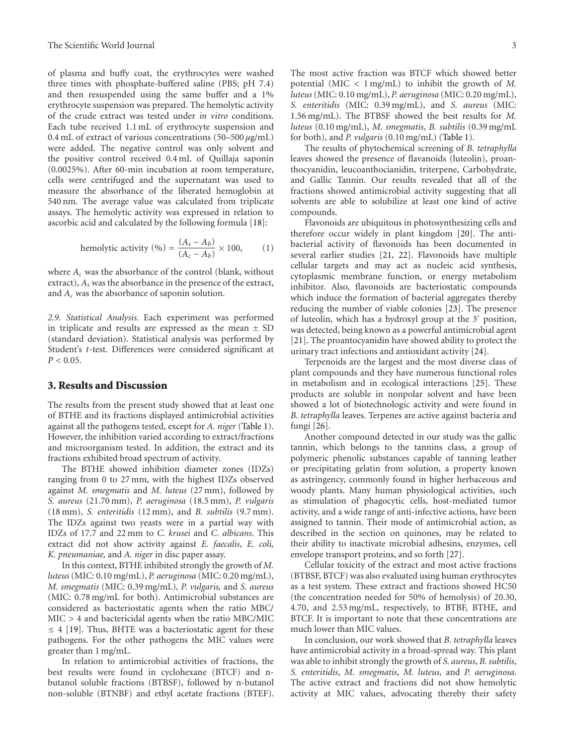of plasma and buffy coat, the erythrocytes were washed three times with phosphate-buffered saline (PBS; pH 7.4) and then resuspended using the same buffer and a 1% erythrocyte suspension was prepared. The hemolytic activity of the crude extract was tested under *in vitro* conditions. Each tube received 1.1 mL of erythrocyte suspension and 0.4 mL of extract of various concentrations (50–500 $\mu$g/mL) were added. The negative control was only solvent and the positive control received 0.4 mL of Quillaja saponin (0.0025%). After 60-min incubation at room temperature, cells were centrifuged and the supernatant was used to measure the absorbance of the liberated hemoglobin at 540 nm. The average value was calculated from triplicate assays. The hemolytic activity was expressed in relation to ascorbic acid and calculated by the following formula [18]:

$$\text{hemolytic activity (\%)} = \frac{(A_s - A_b)}{(A_c - A_b)} \times 100, \qquad (1)$$

where $A_c$ was the absorbance of the control (blank, without extract), $A_s$ was the absorbance in the presence of the extract, and $A_c$ was the absorbance of saponin solution.

*2.9. Statistical Analysis.* Each experiment was performed in triplicate and results are expressed as the mean ± SD (standard deviation). Statistical analysis was performed by Student's *t*-test. Differences were considered significant at $P < 0.05$.

## 3. Results and Discussion

The results from the present study showed that at least one of BTHE and its fractions displayed antimicrobial activities against all the pathogens tested, except for *A. niger* (Table 1). However, the inhibition varied according to extract/fractions and microorganism tested. In addition, the extract and its fractions exhibited broad spectrum of activity.

The BTHE showed inhibition diameter zones (IDZs) ranging from 0 to 27 mm, with the highest IDZs observed against *M. smegmatis* and *M. luteus* (27 mm), followed by *S. aureus* (21.70 mm), *P. aeruginosa* (18.5 mm), *P. vulgaris* (18 mm), *S. enteritidis* (12 mm), and *B. subtilis* (9.7 mm). The IDZs against two yeasts were in a partial way with IDZs of 17.7 and 22 mm to *C. krusei* and *C. albicans*. This extract did not show activity against *E. faecalis*, *E. coli*, *K. pneumaniae,* and *A. niger* in disc paper assay.

In this context, BTHE inhibited strongly the growth of *M. luteus* (MIC: 0.10 mg/mL), *P. aeruginosa* (MIC: 0.20 mg/mL), *M. smegmatis* (MIC: 0.39 mg/mL), *P. vulgaris,* and *S. aureus* (MIC: 0.78 mg/mL for both). Antimicrobial substances are considered as bacteriostatic agents when the ratio MBC/MIC > 4 and bactericidal agents when the ratio MBC/MIC ≤ 4 [19]. Thus, BHTE was a bacteriostatic agent for these pathogens. For the other pathogens the MIC values were greater than 1 mg/mL.

In relation to antimicrobial activities of fractions, the best results were found in cyclohexane (BTCF) and n-butanol soluble fractions (BTBSF), followed by n-butanol non-soluble (BTNBF) and ethyl acetate fractions (BTEF). The most active fraction was BTCF which showed better potential (MIC < 1 mg/mL) to inhibit the growth of *M. luteus* (MIC: 0.10 mg/mL), *P. aeruginosa* (MIC: 0.20 mg/mL), *S. enteritidis* (MIC: 0.39 mg/mL), and *S. aureus* (MIC: 1.56 mg/mL). The BTBSF showed the best results for *M. luteus* (0.10 mg/mL), *M. smegmatis*, *B. subtilis* (0.39 mg/mL for both), and *P. vulgaris* (0.10 mg/mL) (Table 1).

The results of phytochemical screening of *B. tetraphylla* leaves showed the presence of flavanoids (luteolin), proanthocyanidin, leucoanthocianidin, triterpene, Carbohydrate, and Gallic Tannin. Our results revealed that all of the fractions showed antimicrobial activity suggesting that all solvents are able to solubilize at least one kind of active compounds.

Flavonoids are ubiquitous in photosynthesizing cells and therefore occur widely in plant kingdom [20]. The antibacterial activity of flavonoids has been documented in several earlier studies [21, 22]. Flavonoids have multiple cellular targets and may act as nucleic acid synthesis, cytoplasmic membrane function, or energy metabolism inhibitor. Also, flavonoids are bacteriostatic compounds which induce the formation of bacterial aggregates thereby reducing the number of viable colonies [23]. The presence of luteolin, which has a hydroxyl group at the 3′ position, was detected, being known as a powerful antimicrobial agent [21]. The proantocyanidin have showed ability to protect the urinary tract infections and antioxidant activity [24].

Terpenoids are the largest and the most diverse class of plant compounds and they have numerous functional roles in metabolism and in ecological interactions [25]. These products are soluble in nonpolar solvent and have been showed a lot of biotechnologic activity and were found in *B. tetraphylla* leaves. Terpenes are active against bacteria and fungi [26].

Another compound detected in our study was the gallic tannin, which belongs to the tannins class, a group of polymeric phenolic substances capable of tanning leather or precipitating gelatin from solution, a property known as astringency, commonly found in higher herbaceous and woody plants. Many human physiological activities, such as stimulation of phagocytic cells, host-mediated tumor activity, and a wide range of anti-infective actions, have been assigned to tannin. Their mode of antimicrobial action, as described in the section on quinones, may be related to their ability to inactivate microbial adhesins, enzymes, cell envelope transport proteins, and so forth [27].

Cellular toxicity of the extract and most active fractions (BTBSF, BTCF) was also evaluated using human erythrocytes as a test system. These extract and fractions showed HC50 (the concentration needed for 50% of hemolysis) of 20.30, 4.70, and 2.53 mg/mL, respectively, to BTBF, BTHE, and BTCF. It is important to note that these concentrations are much lower than MIC values.

In conclusion, our work showed that *B. tetraphylla* leaves have antimicrobial activity in a broad-spread way. This plant was able to inhibit strongly the growth of *S. aureus*, *B. subtilis*, *S. enteritidis*, *M. smegmatis*, *M. luteus,* and *P. aeruginosa*. The active extract and fractions did not show hemolytic activity at MIC values, advocating thereby their safety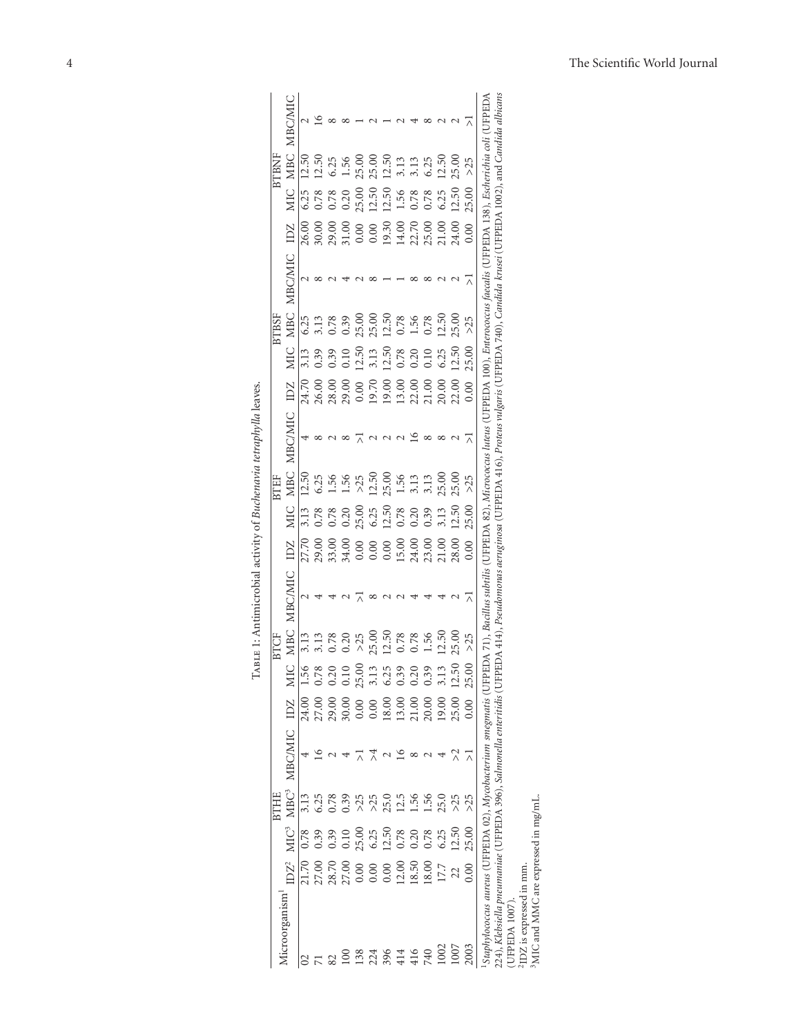Table 1: Antimicrobial activity of *Buchenavia tetraphylla* leaves.

| Microorganism[1] | BTHE | | | | BTCF | | | | BTEF | | | | BTBSF | | | | BTBNF | | | |
|---|---|---|---|---|---|---|---|---|---|---|---|---|---|---|---|---|---|---|---|---|
| | IDZ[2] | MIC[3] | MBC[3] | MBC/MIC | IDZ | MIC | MBC | MBC/MIC | IDZ | MIC | MBC | MBC/MIC | IDZ | MIC | MBC | MBC/MIC | IDZ | MIC | MBC | MBC/MIC |
| 02 | 21.70 | 0.78 | 3.13 | 4 | 24.00 | 1.56 | 3.13 | 2 | 27.70 | 3.13 | 12.50 | 4 | 24.70 | 3.13 | 6.25 | 2 | 26.00 | 6.25 | 12.50 | 2 |
| 71 | 27.00 | 0.39 | 6.25 | 16 | 27.00 | 0.78 | 3.13 | 4 | 29.00 | 0.78 | 6.25 | 8 | 26.00 | 0.39 | 3.13 | 8 | 30.00 | 0.78 | 12.50 | 16 |
| 82 | 28.70 | 0.39 | 0.78 | 2 | 29.00 | 0.20 | 0.78 | 4 | 33.00 | 0.78 | 1.56 | 2 | 28.00 | 0.39 | 0.78 | 2 | 29.00 | 0.78 | 6.25 | 8 |
| 100 | 27.00 | 0.10 | 0.39 | 4 | 30.00 | 0.10 | 0.20 | 2 | 34.00 | 0.20 | 1.56 | 8 | 29.00 | 0.10 | 0.39 | 4 | 31.00 | 0.20 | 1.56 | 8 |
| 138 | 0.00 | 25.00 | >25 | >1 | 0.00 | 25.00 | >25 | >1 | 0.00 | 25.00 | >25 | >1 | 0.00 | 12.50 | 25.00 | 2 | 0.00 | 25.00 | 25.00 | 1 |
| 224 | 0.00 | 6.25 | >25 | >4 | 0.00 | 3.13 | 25.00 | 8 | 0.00 | 6.25 | 12.50 | 2 | 19.70 | 3.13 | 25.00 | 8 | 0.00 | 12.50 | 25.00 | 2 |
| 396 | 0.00 | 12.50 | 25.0 | 2 | 18.00 | 6.25 | 12.50 | 2 | 0.00 | 12.50 | 25.00 | 2 | 19.00 | 12.50 | 12.50 | 1 | 19.30 | 12.50 | 12.50 | 1 |
| 414 | 12.00 | 0.78 | 12.5 | 16 | 13.00 | 0.39 | 0.78 | 2 | 15.00 | 0.78 | 1.56 | 2 | 13.00 | 0.78 | 0.78 | 1 | 14.00 | 1.56 | 3.13 | 2 |
| 416 | 18.50 | 0.20 | 1.56 | 8 | 21.00 | 0.20 | 0.78 | 4 | 24.00 | 0.20 | 3.13 | 16 | 22.00 | 0.20 | 1.56 | 8 | 22.70 | 0.78 | 3.13 | 4 |
| 740 | 18.00 | 0.78 | 1.56 | 2 | 20.00 | 0.39 | 1.56 | 4 | 23.00 | 0.39 | 3.13 | 8 | 21.00 | 0.10 | 0.78 | 8 | 25.00 | 0.78 | 6.25 | 8 |
| 1002 | 17.7 | 6.25 | 25.0 | 4 | 19.00 | 3.13 | 12.50 | 4 | 21.00 | 3.13 | 25.00 | 8 | 20.00 | 6.25 | 12.50 | 2 | 21.00 | 6.25 | 12.50 | 2 |
| 1007 | 22 | 12.50 | >25 | >2 | 25.00 | 12.50 | 25.00 | 2 | 28.00 | 12.50 | 25.00 | 2 | 22.00 | 12.50 | 25.00 | 2 | 24.00 | 12.50 | 25.00 | 2 |
| 2003 | 0.00 | 25.00 | >25 | >1 | 0.00 | 25.00 | >25 | >1 | 0.00 | 25.00 | >25 | >1 | 0.00 | 25.00 | >25 | >1 | 0.00 | 25.00 | >25 | >1 |

[1]*Staphylococcus aureus* (UFPEDA 02), *Mycobacterium smegmatis* (UFPEDA 71), *Bacillus subtilis* (UFPEDA 82), *Micrococcus luteus* (UFPEDA 100), *Enterococcus faecalis* (UFPEDA 138), *Escherichia coli* (UFPEDA 224), *Klebsiella pneumaniae* (UFPEDA 396), *Salmonella enteritidis* (UFPEDA 414), *Pseudomonas aeruginosa* (UFPEDA 416), *Proteus vulgaris* (UFPEDA 740), *Candida krusei* (UFPEDA 1002), and *Candida albicans* (UFPEDA 1007).

[2]IDZ is expressed in mm.

[3]MIC and MMC are expressed in mg/mL.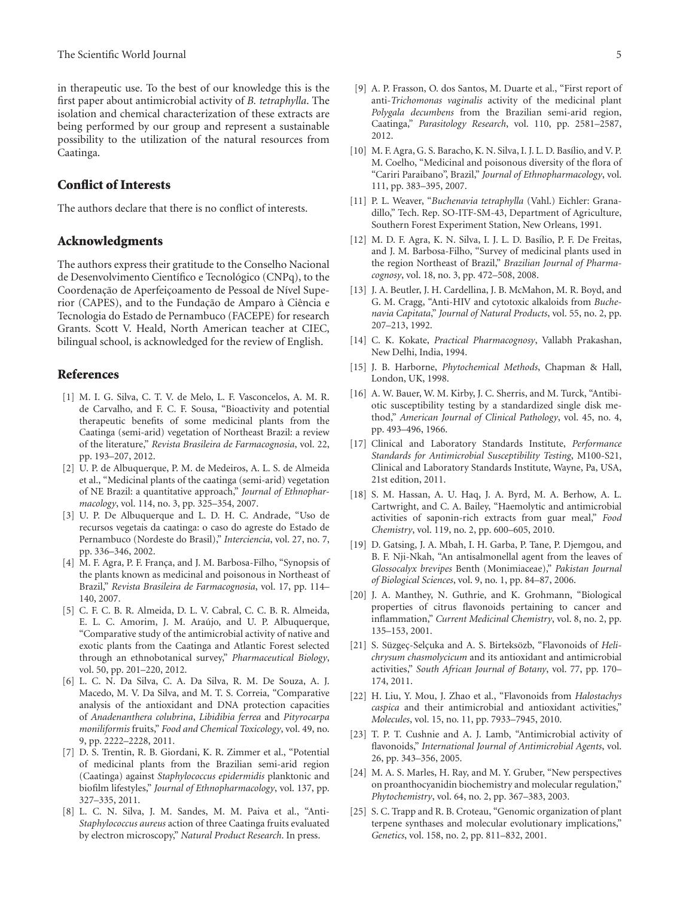in therapeutic use. To the best of our knowledge this is the first paper about antimicrobial activity of *B. tetraphylla*. The isolation and chemical characterization of these extracts are being performed by our group and represent a sustainable possibility to the utilization of the natural resources from Caatinga.

## Conflict of Interests

The authors declare that there is no conflict of interests.

## Acknowledgments

The authors express their gratitude to the Conselho Nacional de Desenvolvimento Científico e Tecnológico (CNPq), to the Coordenação de Aperfeiçoamento de Pessoal de Nível Superior (CAPES), and to the Fundação de Amparo à Ciência e Tecnologia do Estado de Pernambuco (FACEPE) for research Grants. Scott V. Heald, North American teacher at CIEC, bilingual school, is acknowledged for the review of English.

## References

[1] M. I. G. Silva, C. T. V. de Melo, L. F. Vasconcelos, A. M. R. de Carvalho, and F. C. F. Sousa, "Bioactivity and potential therapeutic benefits of some medicinal plants from the Caatinga (semi-arid) vegetation of Northeast Brazil: a review of the literature," *Revista Brasileira de Farmacognosia*, vol. 22, pp. 193–207, 2012.

[2] U. P. de Albuquerque, P. M. de Medeiros, A. L. S. de Almeida et al., "Medicinal plants of the caatinga (semi-arid) vegetation of NE Brazil: a quantitative approach," *Journal of Ethnopharmacology*, vol. 114, no. 3, pp. 325–354, 2007.

[3] U. P. De Albuquerque and L. D. H. C. Andrade, "Uso de recursos vegetais da caatinga: o caso do agreste do Estado de Pernambuco (Nordeste do Brasil)," *Interciencia*, vol. 27, no. 7, pp. 336–346, 2002.

[4] M. F. Agra, P. F. França, and J. M. Barbosa-Filho, "Synopsis of the plants known as medicinal and poisonous in Northeast of Brazil," *Revista Brasileira de Farmacognosia*, vol. 17, pp. 114–140, 2007.

[5] C. F. C. B. R. Almeida, D. L. V. Cabral, C. C. B. R. Almeida, E. L. C. Amorim, J. M. Araújo, and U. P. Albuquerque, "Comparative study of the antimicrobial activity of native and exotic plants from the Caatinga and Atlantic Forest selected through an ethnobotanical survey," *Pharmaceutical Biology*, vol. 50, pp. 201–220, 2012.

[6] L. C. N. Da Silva, C. A. Da Silva, R. M. De Souza, A. J. Macedo, M. V. Da Silva, and M. T. S. Correia, "Comparative analysis of the antioxidant and DNA protection capacities of *Anadenanthera colubrina*, *Libidibia ferrea* and *Pityrocarpa moniliformis* fruits," *Food and Chemical Toxicology*, vol. 49, no. 9, pp. 2222–2228, 2011.

[7] D. S. Trentin, R. B. Giordani, K. R. Zimmer et al., "Potential of medicinal plants from the Brazilian semi-arid region (Caatinga) against *Staphylococcus epidermidis* planktonic and biofilm lifestyles," *Journal of Ethnopharmacology*, vol. 137, pp. 327–335, 2011.

[8] L. C. N. Silva, J. M. Sandes, M. M. Paiva et al., "Anti-*Staphylococcus aureus* action of three Caatinga fruits evaluated by electron microscopy," *Natural Product Research*. In press.

[9] A. P. Frasson, O. dos Santos, M. Duarte et al., "First report of anti-*Trichomonas vaginalis* activity of the medicinal plant *Polygala decumbens* from the Brazilian semi-arid region, Caatinga," *Parasitology Research*, vol. 110, pp. 2581–2587, 2012.

[10] M. F. Agra, G. S. Baracho, K. N. Silva, I. J. L. D. Basílio, and V. P. M. Coelho, "Medicinal and poisonous diversity of the flora of "Cariri Paraibano", Brazil," *Journal of Ethnopharmacology*, vol. 111, pp. 383–395, 2007.

[11] P. L. Weaver, "*Buchenavia tetraphylla* (Vahl.) Eichler: Granadillo," Tech. Rep. SO-ITF-SM-43, Department of Agriculture, Southern Forest Experiment Station, New Orleans, 1991.

[12] M. D. F. Agra, K. N. Silva, I. J. L. D. Basílio, P. F. De Freitas, and J. M. Barbosa-Filho, "Survey of medicinal plants used in the region Northeast of Brazil," *Brazilian Journal of Pharmacognosy*, vol. 18, no. 3, pp. 472–508, 2008.

[13] J. A. Beutler, J. H. Cardellina, J. B. McMahon, M. R. Boyd, and G. M. Cragg, "Anti-HIV and cytotoxic alkaloids from *Buchenavia Capitata*," *Journal of Natural Products*, vol. 55, no. 2, pp. 207–213, 1992.

[14] C. K. Kokate, *Practical Pharmacognosy*, Vallabh Prakashan, New Delhi, India, 1994.

[15] J. B. Harborne, *Phytochemical Methods*, Chapman & Hall, London, UK, 1998.

[16] A. W. Bauer, W. M. Kirby, J. C. Sherris, and M. Turck, "Antibiotic susceptibility testing by a standardized single disk method," *American Journal of Clinical Pathology*, vol. 45, no. 4, pp. 493–496, 1966.

[17] Clinical and Laboratory Standards Institute, *Performance Standards for Antimicrobial Susceptibility Testing*, M100-S21, Clinical and Laboratory Standards Institute, Wayne, Pa, USA, 21st edition, 2011.

[18] S. M. Hassan, A. U. Haq, J. A. Byrd, M. A. Berhow, A. L. Cartwright, and C. A. Bailey, "Haemolytic and antimicrobial activities of saponin-rich extracts from guar meal," *Food Chemistry*, vol. 119, no. 2, pp. 600–605, 2010.

[19] D. Gatsing, J. A. Mbah, I. H. Garba, P. Tane, P. Djemgou, and B. F. Nji-Nkah, "An antisalmonellal agent from the leaves of *Glossocalyx brevipes* Benth (Monimiaceae)," *Pakistan Journal of Biological Sciences*, vol. 9, no. 1, pp. 84–87, 2006.

[20] J. A. Manthey, N. Guthrie, and K. Grohmann, "Biological properties of citrus flavonoids pertaining to cancer and inflammation," *Current Medicinal Chemistry*, vol. 8, no. 2, pp. 135–153, 2001.

[21] S. Süzgeç-Selçuka and A. S. Birteksözb, "Flavonoids of *Helichrysum chasmolycicum* and its antioxidant and antimicrobial activities," *South African Journal of Botany*, vol. 77, pp. 170–174, 2011.

[22] H. Liu, Y. Mou, J. Zhao et al., "Flavonoids from *Halostachys caspica* and their antimicrobial and antioxidant activities," *Molecules*, vol. 15, no. 11, pp. 7933–7945, 2010.

[23] T. P. T. Cushnie and A. J. Lamb, "Antimicrobial activity of flavonoids," *International Journal of Antimicrobial Agents*, vol. 26, pp. 343–356, 2005.

[24] M. A. S. Marles, H. Ray, and M. Y. Gruber, "New perspectives on proanthocyanidin biochemistry and molecular regulation," *Phytochemistry*, vol. 64, no. 2, pp. 367–383, 2003.

[25] S. C. Trapp and R. B. Croteau, "Genomic organization of plant terpene synthases and molecular evolutionary implications," *Genetics*, vol. 158, no. 2, pp. 811–832, 2001.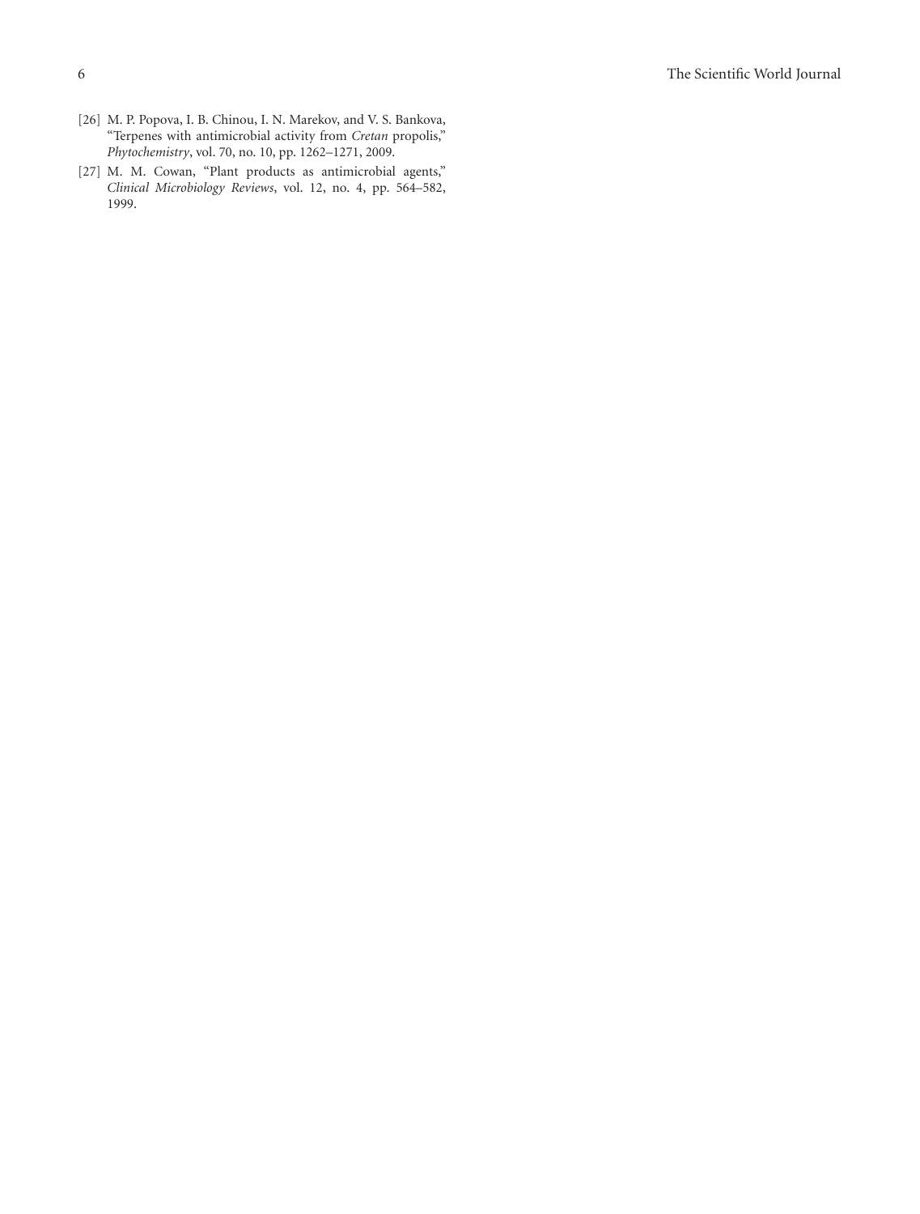[26] M. P. Popova, I. B. Chinou, I. N. Marekov, and V. S. Bankova, "Terpenes with antimicrobial activity from *Cretan* propolis," *Phytochemistry*, vol. 70, no. 10, pp. 1262–1271, 2009.

[27] M. M. Cowan, "Plant products as antimicrobial agents," *Clinical Microbiology Reviews*, vol. 12, no. 4, pp. 564–582, 1999.